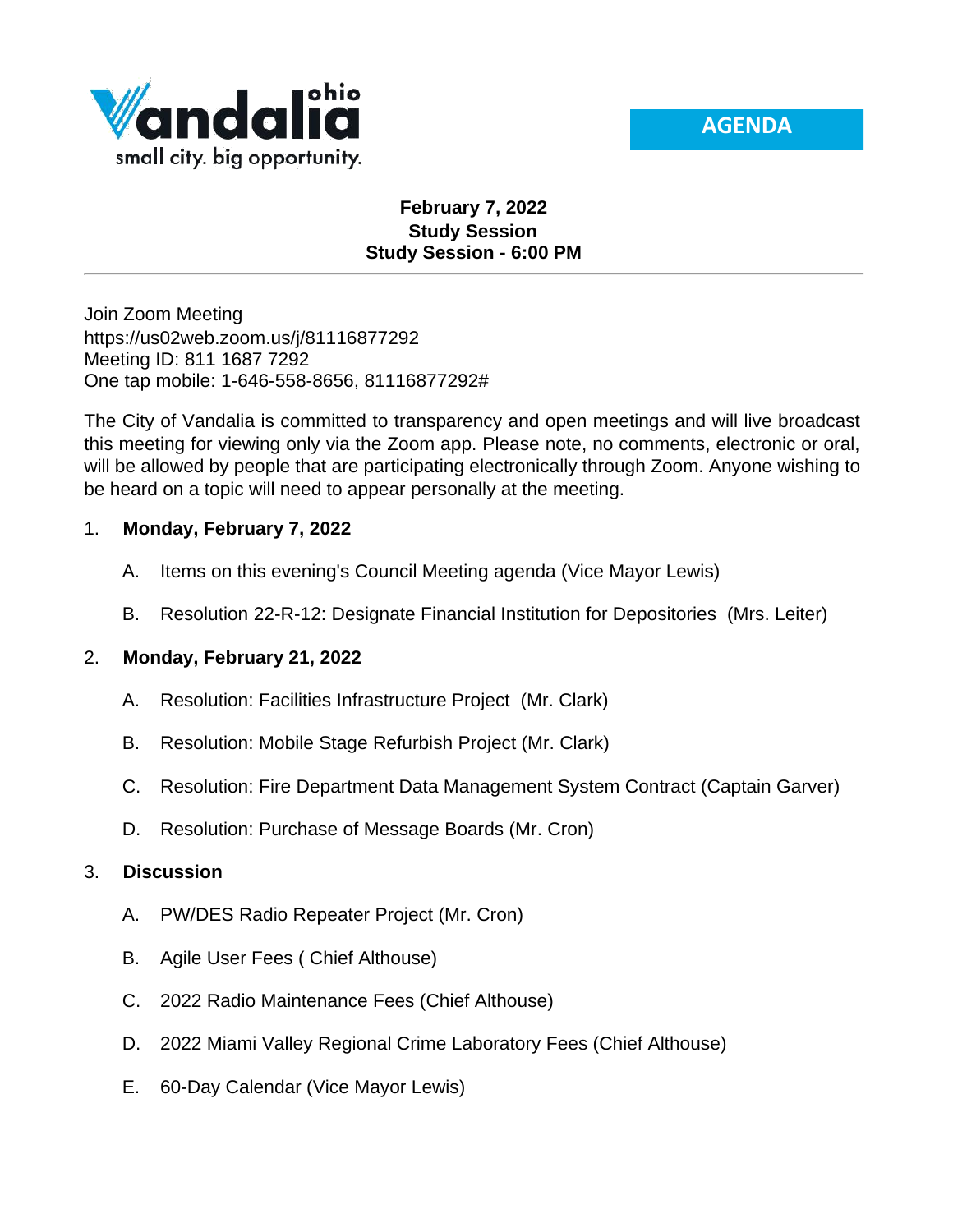Vandalia ohio

small city. big opportunity.

**AGENDA**

**February 7, 2022**
**Study Session**
**Study Session - 6:00 PM**

---

Join Zoom Meeting
https://us02web.zoom.us/j/81116877292
Meeting ID: 811 1687 7292
One tap mobile: 1-646-558-8656, 81116877292#

The City of Vandalia is committed to transparency and open meetings and will live broadcast this meeting for viewing only via the Zoom app. Please note, no comments, electronic or oral, will be allowed by people that are participating electronically through Zoom. Anyone wishing to be heard on a topic will need to appear personally at the meeting.

1. **Monday, February 7, 2022**

   A. Items on this evening's Council Meeting agenda (Vice Mayor Lewis)

   B. Resolution 22-R-12: Designate Financial Institution for Depositories (Mrs. Leiter)

2. **Monday, February 21, 2022**

   A. Resolution: Facilities Infrastructure Project (Mr. Clark)

   B. Resolution: Mobile Stage Refurbish Project (Mr. Clark)

   C. Resolution: Fire Department Data Management System Contract (Captain Garver)

   D. Resolution: Purchase of Message Boards (Mr. Cron)

3. **Discussion**

   A. PW/DES Radio Repeater Project (Mr. Cron)

   B. Agile User Fees ( Chief Althouse)

   C. 2022 Radio Maintenance Fees (Chief Althouse)

   D. 2022 Miami Valley Regional Crime Laboratory Fees (Chief Althouse)

   E. 60-Day Calendar (Vice Mayor Lewis)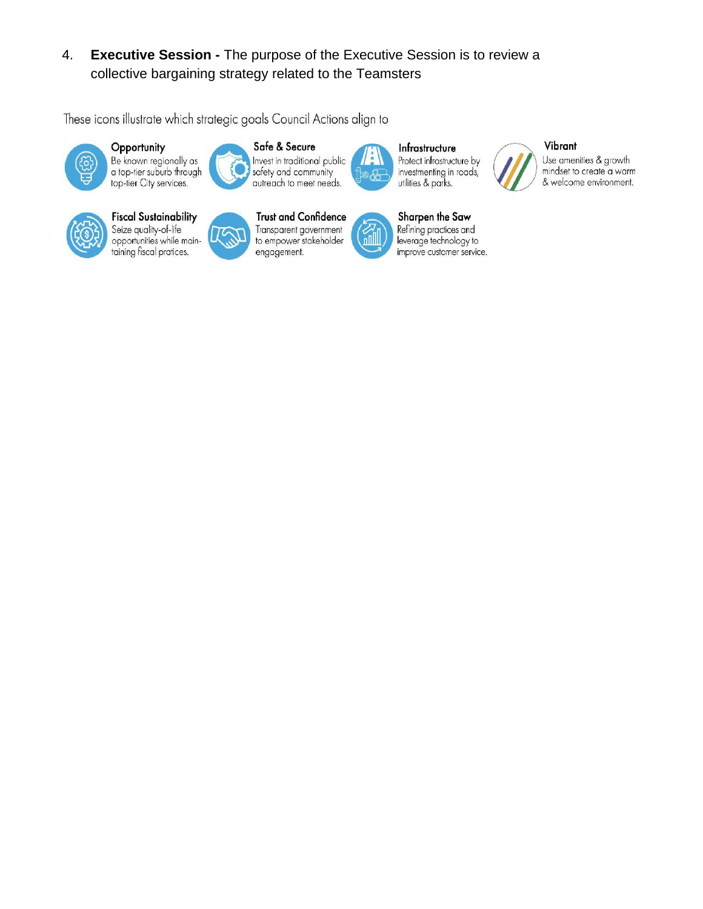4. **Executive Session -** The purpose of the Executive Session is to review a collective bargaining strategy related to the Teamsters

These icons illustrate which strategic goals Council Actions align to

**Opportunity**
Be known regionally as a top-tier suburb through top-tier City services.

**Safe & Secure**
Invest in traditional public safety and community outreach to meet needs.

**Infrastructure**
Protect infrastructure by investmenting in roads, utilities & parks.

**Vibrant**
Use amenities & growth mindset to create a warm & welcome environment.

**Fiscal Sustainability**
Seize quality-of-life opportunities while maintaining fiscal pratices.

**Trust and Confidence**
Transparent government to empower stakeholder engagement.

**Sharpen the Saw**
Refining practices and leverage technology to improve customer service.